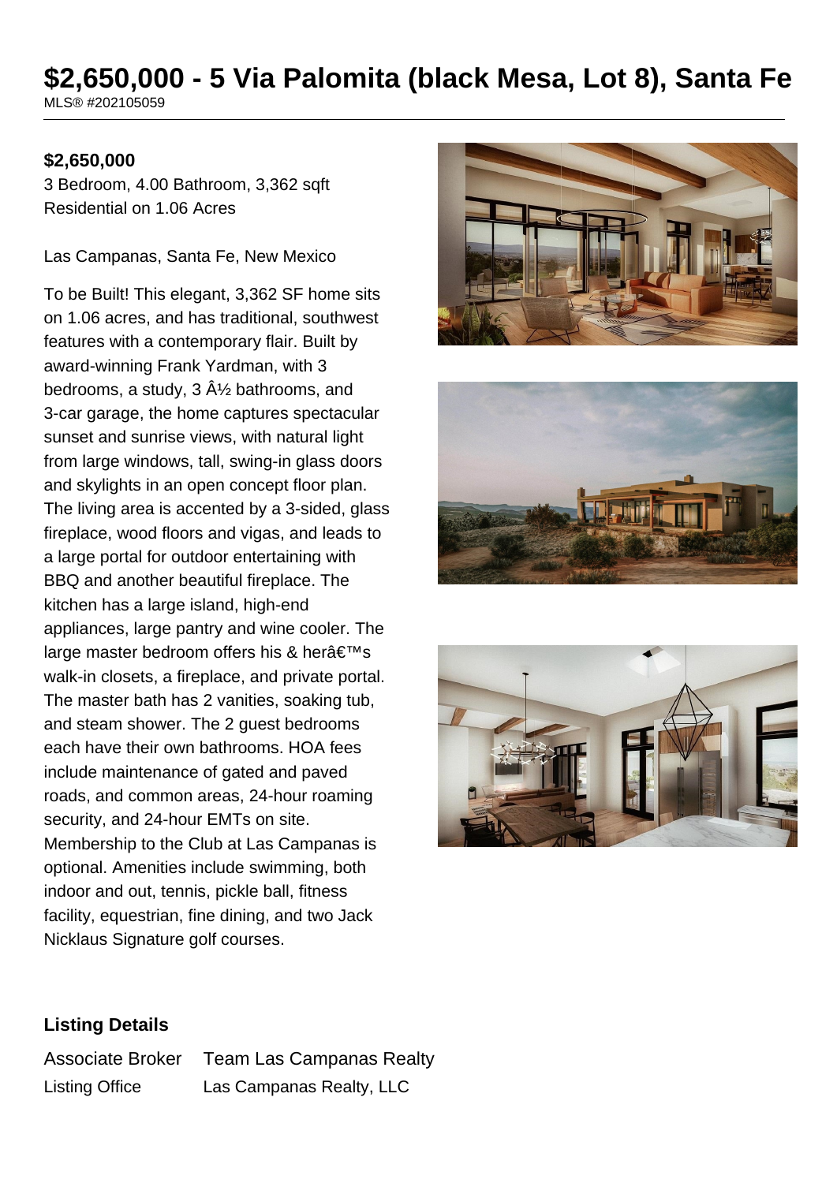# $2,650,000 - 5 Via Palomita (black Mesa, Lot 8), Santa Fe

MLS® #202105059

**$2,650,000**

3 Bedroom, 4.00 Bathroom, 3,362 sqft
Residential on 1.06 Acres

Las Campanas, Santa Fe, New Mexico

To be Built! This elegant, 3,362 SF home sits on 1.06 acres, and has traditional, southwest features with a contemporary flair. Built by award-winning Frank Yardman, with 3 bedrooms, a study, 3 Â½ bathrooms, and 3-car garage, the home captures spectacular sunset and sunrise views, with natural light from large windows, tall, swing-in glass doors and skylights in an open concept floor plan. The living area is accented by a 3-sided, glass fireplace, wood floors and vigas, and leads to a large portal for outdoor entertaining with BBQ and another beautiful fireplace. The kitchen has a large island, high-end appliances, large pantry and wine cooler. The large master bedroom offers his & herâ€™s walk-in closets, a fireplace, and private portal. The master bath has 2 vanities, soaking tub, and steam shower. The 2 guest bedrooms each have their own bathrooms. HOA fees include maintenance of gated and paved roads, and common areas, 24-hour roaming security, and 24-hour EMTs on site. Membership to the Club at Las Campanas is optional. Amenities include swimming, both indoor and out, tennis, pickle ball, fitness facility, equestrian, fine dining, and two Jack Nicklaus Signature golf courses.

## Listing Details

| | |
|---|---|
| Associate Broker | Team Las Campanas Realty |
| Listing Office | Las Campanas Realty, LLC |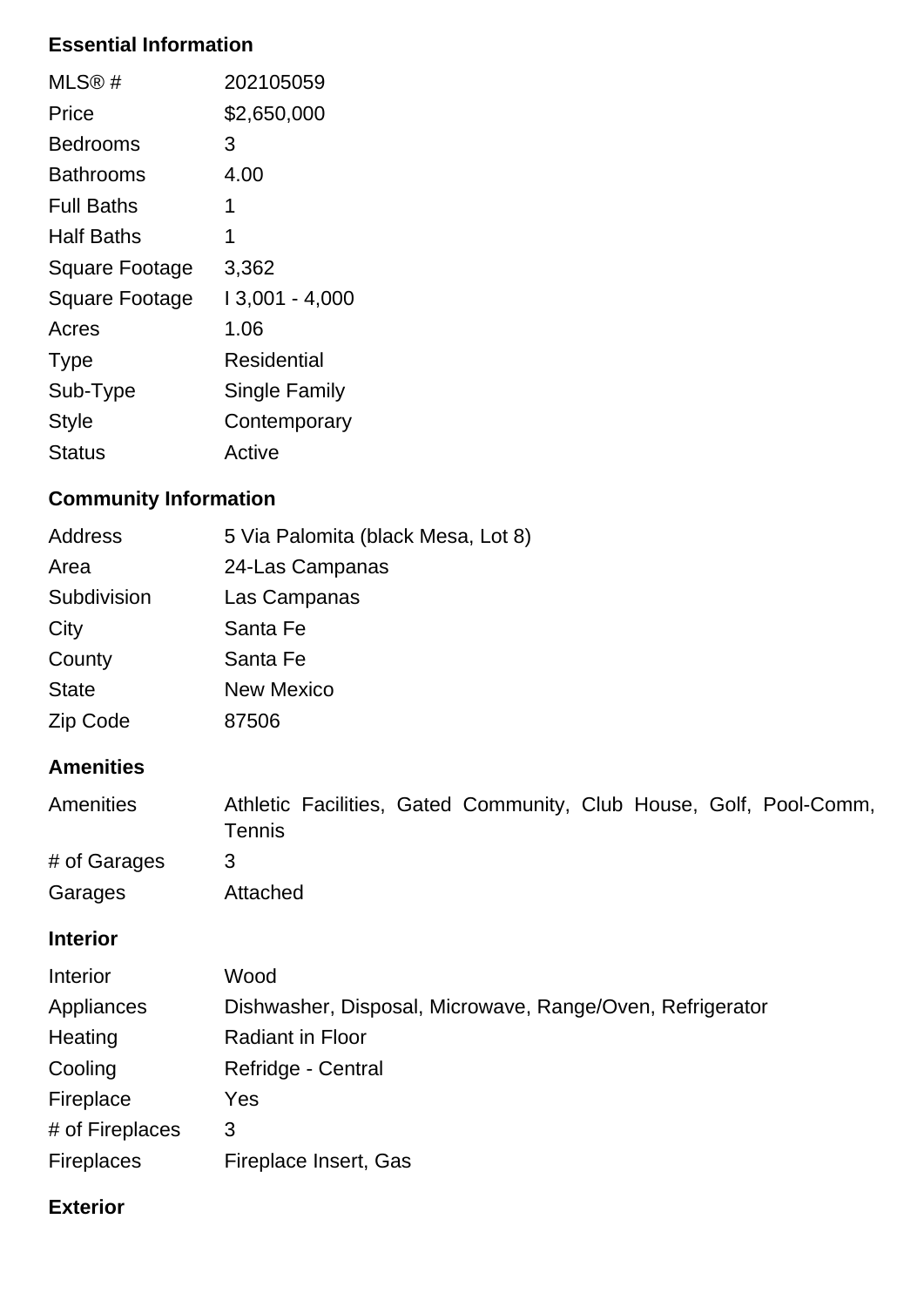### Essential Information

| | |
|---|---|
| MLS® # | 202105059 |
| Price | $2,650,000 |
| Bedrooms | 3 |
| Bathrooms | 4.00 |
| Full Baths | 1 |
| Half Baths | 1 |
| Square Footage | 3,362 |
| Square Footage | I 3,001 - 4,000 |
| Acres | 1.06 |
| Type | Residential |
| Sub-Type | Single Family |
| Style | Contemporary |
| Status | Active |

### Community Information

| | |
|---|---|
| Address | 5 Via Palomita (black Mesa, Lot 8) |
| Area | 24-Las Campanas |
| Subdivision | Las Campanas |
| City | Santa Fe |
| County | Santa Fe |
| State | New Mexico |
| Zip Code | 87506 |

### Amenities

| | |
|---|---|
| Amenities | Athletic Facilities, Gated Community, Club House, Golf, Pool-Comm, Tennis |
| # of Garages | 3 |
| Garages | Attached |

### Interior

| | |
|---|---|
| Interior | Wood |
| Appliances | Dishwasher, Disposal, Microwave, Range/Oven, Refrigerator |
| Heating | Radiant in Floor |
| Cooling | Refridge - Central |
| Fireplace | Yes |
| # of Fireplaces | 3 |
| Fireplaces | Fireplace Insert, Gas |

### Exterior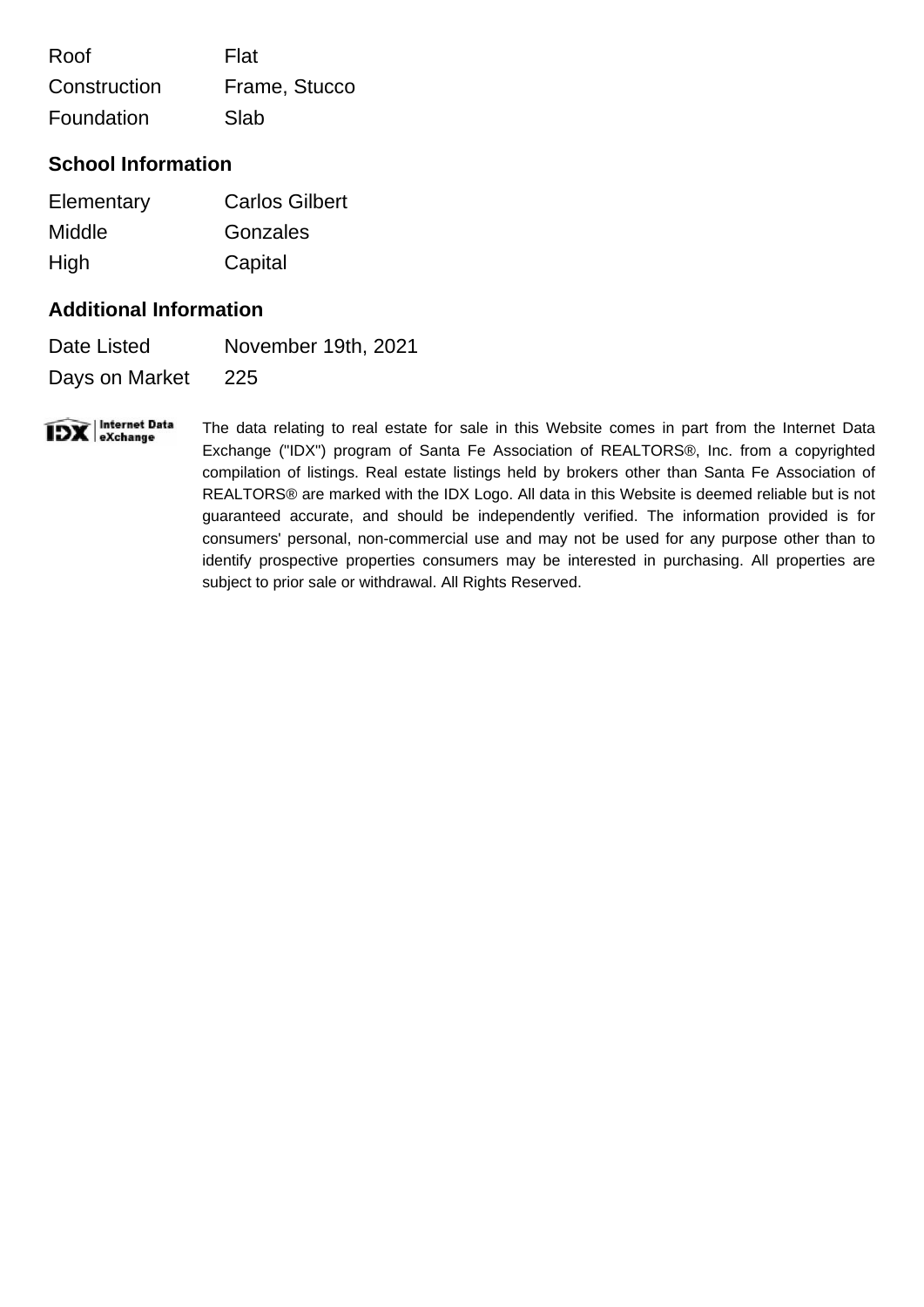| | |
|---|---|
| Roof | Flat |
| Construction | Frame, Stucco |
| Foundation | Slab |

### School Information

| | |
|---|---|
| Elementary | Carlos Gilbert |
| Middle | Gonzales |
| High | Capital |

### Additional Information

| | |
|---|---|
| Date Listed | November 19th, 2021 |
| Days on Market | 225 |

IDX | Internet Data eXchange

The data relating to real estate for sale in this Website comes in part from the Internet Data Exchange ("IDX") program of Santa Fe Association of REALTORS®, Inc. from a copyrighted compilation of listings. Real estate listings held by brokers other than Santa Fe Association of REALTORS® are marked with the IDX Logo. All data in this Website is deemed reliable but is not guaranteed accurate, and should be independently verified. The information provided is for consumers' personal, non-commercial use and may not be used for any purpose other than to identify prospective properties consumers may be interested in purchasing. All properties are subject to prior sale or withdrawal. All Rights Reserved.